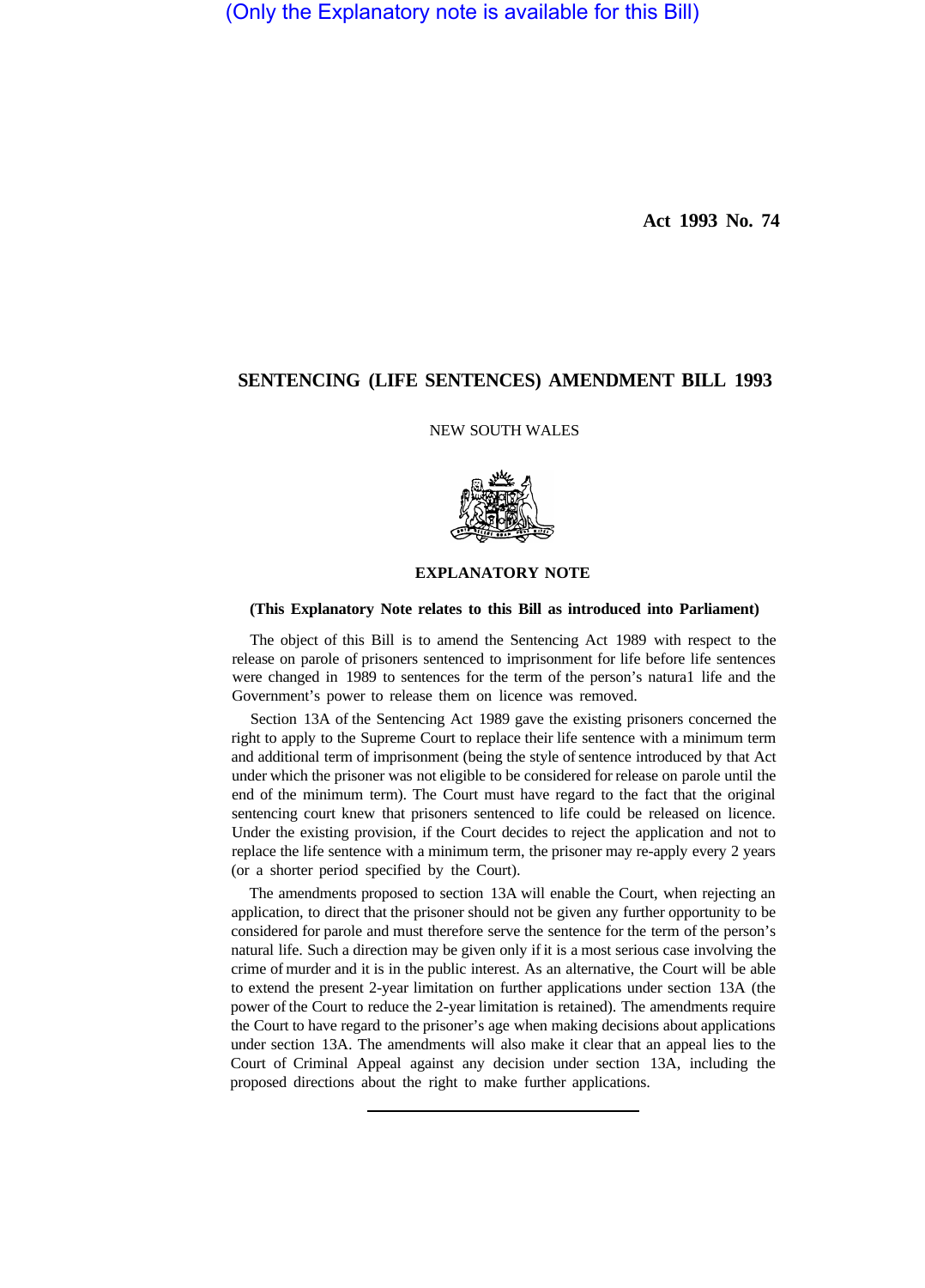(Only the Explanatory note is available for this Bill)

**Act 1993 No. 74**

# SENTENCING (LIFE SENTENCES) AMENDMENT BILL 1993

NEW SOUTH WALES

## EXPLANATORY NOTE

**(This Explanatory Note relates to this Bill as introduced into Parliament)**

The object of this Bill is to amend the Sentencing Act 1989 with respect to the release on parole of prisoners sentenced to imprisonment for life before life sentences were changed in 1989 to sentences for the term of the person's natura1 life and the Government's power to release them on licence was removed.

Section 13A of the Sentencing Act 1989 gave the existing prisoners concerned the right to apply to the Supreme Court to replace their life sentence with a minimum term and additional term of imprisonment (being the style of sentence introduced by that Act under which the prisoner was not eligible to be considered for release on parole until the end of the minimum term). The Court must have regard to the fact that the original sentencing court knew that prisoners sentenced to life could be released on licence. Under the existing provision, if the Court decides to reject the application and not to replace the life sentence with a minimum term, the prisoner may re-apply every 2 years (or a shorter period specified by the Court).

The amendments proposed to section 13A will enable the Court, when rejecting an application, to direct that the prisoner should not be given any further opportunity to be considered for parole and must therefore serve the sentence for the term of the person's natural life. Such a direction may be given only if it is a most serious case involving the crime of murder and it is in the public interest. As an alternative, the Court will be able to extend the present 2-year limitation on further applications under section 13A (the power of the Court to reduce the 2-year limitation is retained). The amendments require the Court to have regard to the prisoner's age when making decisions about applications under section 13A. The amendments will also make it clear that an appeal lies to the Court of Criminal Appeal against any decision under section 13A, including the proposed directions about the right to make further applications.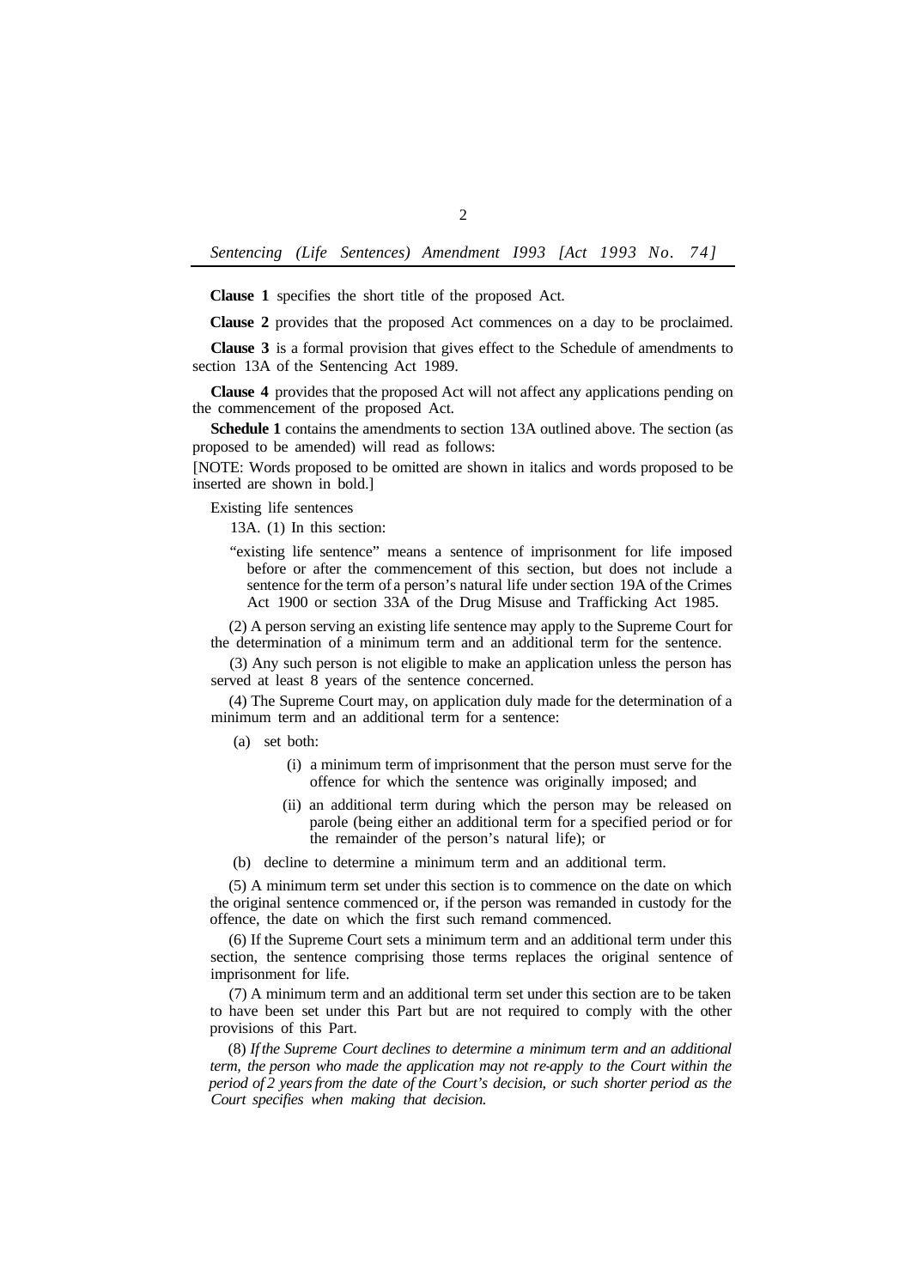**Clause 1** specifies the short title of the proposed Act.

**Clause 2** provides that the proposed Act commences on a day to be proclaimed.

**Clause 3** is a formal provision that gives effect to the Schedule of amendments to section 13A of the Sentencing Act 1989.

**Clause 4** provides that the proposed Act will not affect any applications pending on the commencement of the proposed Act.

**Schedule 1** contains the amendments to section 13A outlined above. The section (as proposed to be amended) will read as follows:

[NOTE: Words proposed to be omitted are shown in italics and words proposed to be inserted are shown in bold.]

Existing life sentences

13A. (1) In this section:

"existing life sentence" means a sentence of imprisonment for life imposed before or after the commencement of this section, but does not include a sentence for the term of a person's natural life under section 19A of the Crimes Act 1900 or section 33A of the Drug Misuse and Trafficking Act 1985.

(2) A person serving an existing life sentence may apply to the Supreme Court for the determination of a minimum term and an additional term for the sentence.

(3) Any such person is not eligible to make an application unless the person has served at least 8 years of the sentence concerned.

(4) The Supreme Court may, on application duly made for the determination of a minimum term and an additional term for a sentence:

(a) set both:

(i) a minimum term of imprisonment that the person must serve for the offence for which the sentence was originally imposed; and

(ii) an additional term during which the person may be released on parole (being either an additional term for a specified period or for the remainder of the person's natural life); or

(b) decline to determine a minimum term and an additional term.

(5) A minimum term set under this section is to commence on the date on which the original sentence commenced or, if the person was remanded in custody for the offence, the date on which the first such remand commenced.

(6) If the Supreme Court sets a minimum term and an additional term under this section, the sentence comprising those terms replaces the original sentence of imprisonment for life.

(7) A minimum term and an additional term set under this section are to be taken to have been set under this Part but are not required to comply with the other provisions of this Part.

(8) *If the Supreme Court declines to determine a minimum term and an additional term, the person who made the application may not re-apply to the Court within the period of 2 years from the date of the Court's decision, or such shorter period as the Court specifies when making that decision.*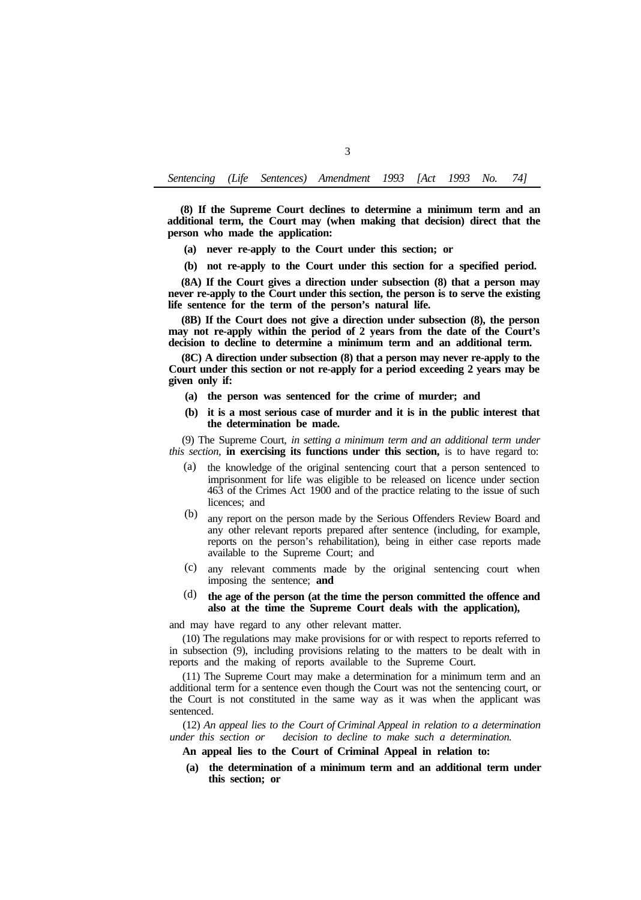**(8) If the Supreme Court declines to determine a minimum term and an additional term, the Court may (when making that decision) direct that the person who made the application:**

**(a) never re-apply to the Court under this section; or**

**(b) not re-apply to the Court under this section for a specified period.**

**(8A) If the Court gives a direction under subsection (8) that a person may never re-apply to the Court under this section, the person is to serve the existing life sentence for the term of the person's natural life.**

**(8B) If the Court does not give a direction under subsection (8), the person may not re-apply within the period of 2 years from the date of the Court's decision to decline to determine a minimum term and an additional term.**

**(8C) A direction under subsection (8) that a person may never re-apply to the Court under this section or not re-apply for a period exceeding 2 years may be given only if:**

**(a) the person was sentenced for the crime of murder; and**

**(b) it is a most serious case of murder and it is in the public interest that the determination be made.**

(9) The Supreme Court, *in setting a minimum term and an additional term under this section,* **in exercising its functions under this section,** is to have regard to:

(a) the knowledge of the original sentencing court that a person sentenced to imprisonment for life was eligible to be released on licence under section 463 of the Crimes Act 1900 and of the practice relating to the issue of such licences; and

(b) any report on the person made by the Serious Offenders Review Board and any other relevant reports prepared after sentence (including, for example, reports on the person's rehabilitation), being in either case reports made available to the Supreme Court; and

(c) any relevant comments made by the original sentencing court when imposing the sentence; **and**

(d) **the age of the person (at the time the person committed the offence and also at the time the Supreme Court deals with the application),**

and may have regard to any other relevant matter.

(10) The regulations may make provisions for or with respect to reports referred to in subsection (9), including provisions relating to the matters to be dealt with in reports and the making of reports available to the Supreme Court.

(11) The Supreme Court may make a determination for a minimum term and an additional term for a sentence even though the Court was not the sentencing court, or the Court is not constituted in the same way as it was when the applicant was sentenced.

(12) *An appeal lies to the Court of Criminal Appeal in relation to a determination under this section or decision to decline to make such a determination.*

**An appeal lies to the Court of Criminal Appeal in relation to:**

**(a) the determination of a minimum term and an additional term under this section; or**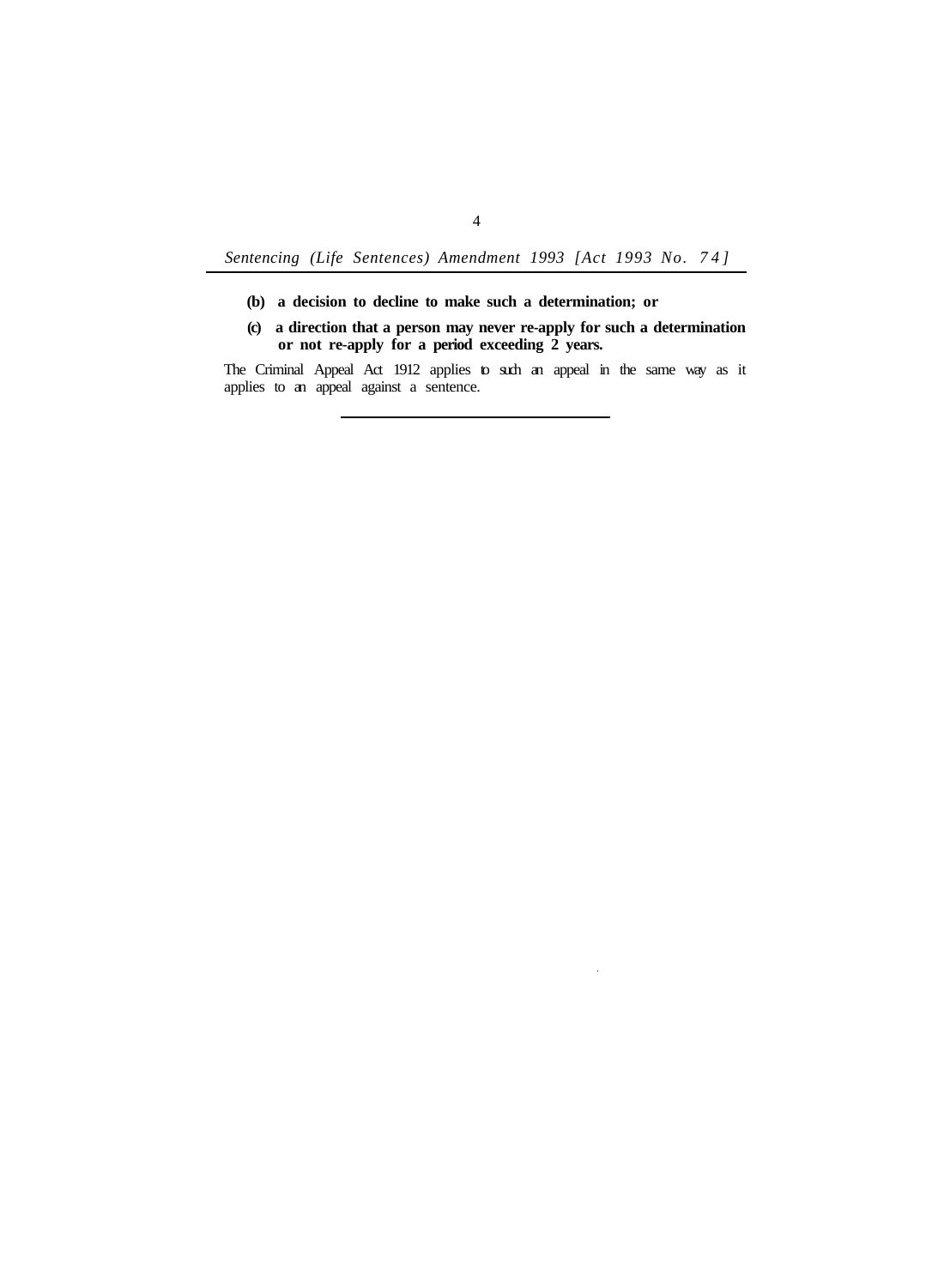**(b) a decision to decline to make such a determination; or**

**(c) a direction that a person may never re-apply for such a determination or not re-apply for a period exceeding 2 years.**

The Criminal Appeal Act 1912 applies to such an appeal in the same way as it applies to an appeal against a sentence.